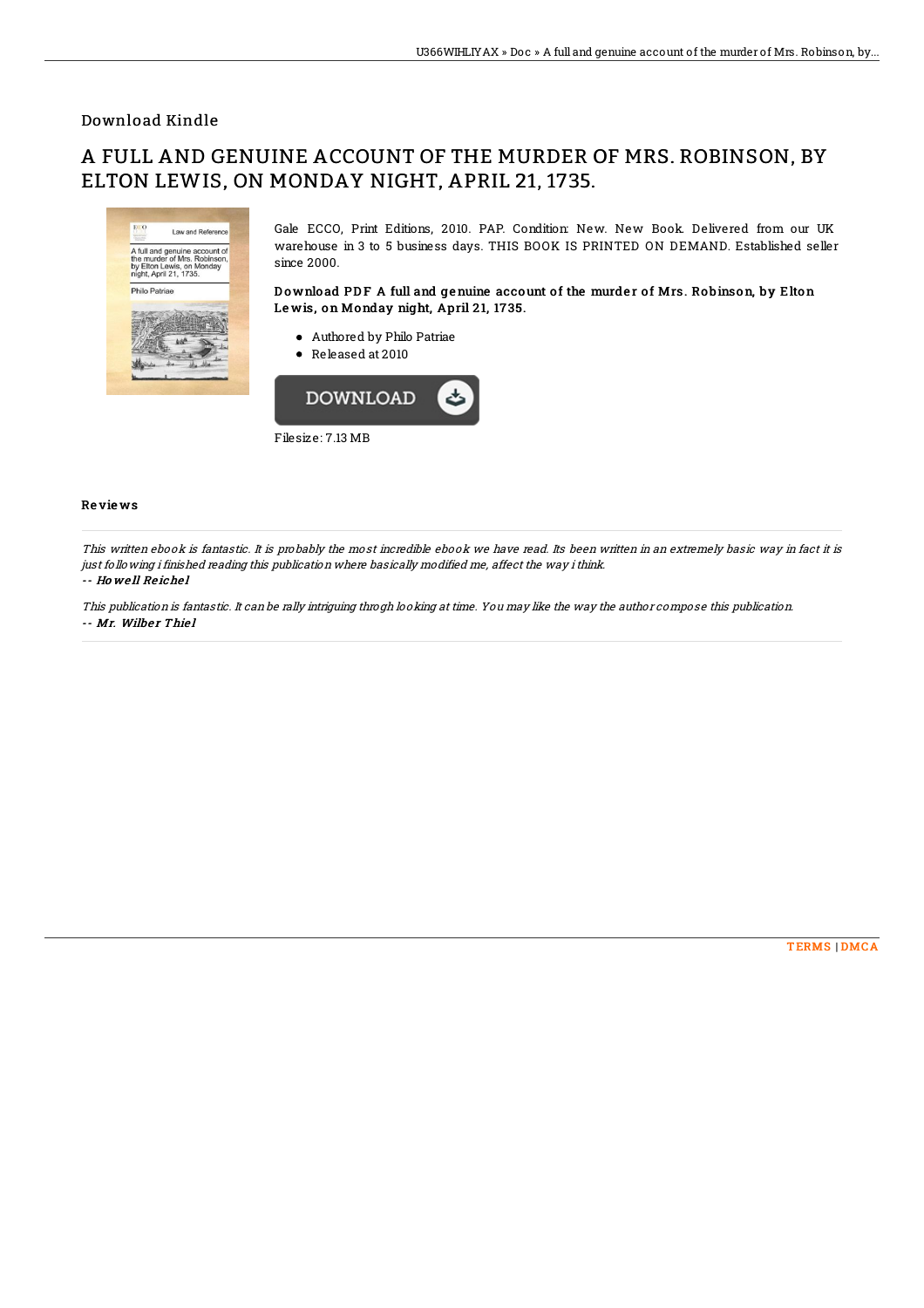Download Kindle

# A FULL AND GENUINE ACCOUNT OF THE MURDER OF MRS. ROBINSON, BY ELTON LEWIS, ON MONDAY NIGHT, APRIL 21, 1735.

Gale ECCO, Print Editions, 2010. PAP. Condition: New. New Book. Delivered from our UK warehouse in 3 to 5 business days. THIS BOOK IS PRINTED ON DEMAND. Established seller since 2000.

### Download PDF A full and genuine account of the murder of Mrs. Robinson, by Elton Lewis, on Monday night, April 21, 1735.

- Authored by Philo Patriae
- Released at 2010

DOWNLOAD

Filesize: 7.13 MB

## Reviews

*This written ebook is fantastic. It is probably the most incredible ebook we have read. Its been written in an extremely basic way in fact it is just following i finished reading this publication where basically modified me, affect the way i think.*

-- **Howell Reichel**

*This publication is fantastic. It can be rally intriguing throgh looking at time. You may like the way the author compose this publication.*

-- **Mr. Wilber Thiel**

TERMS | DMCA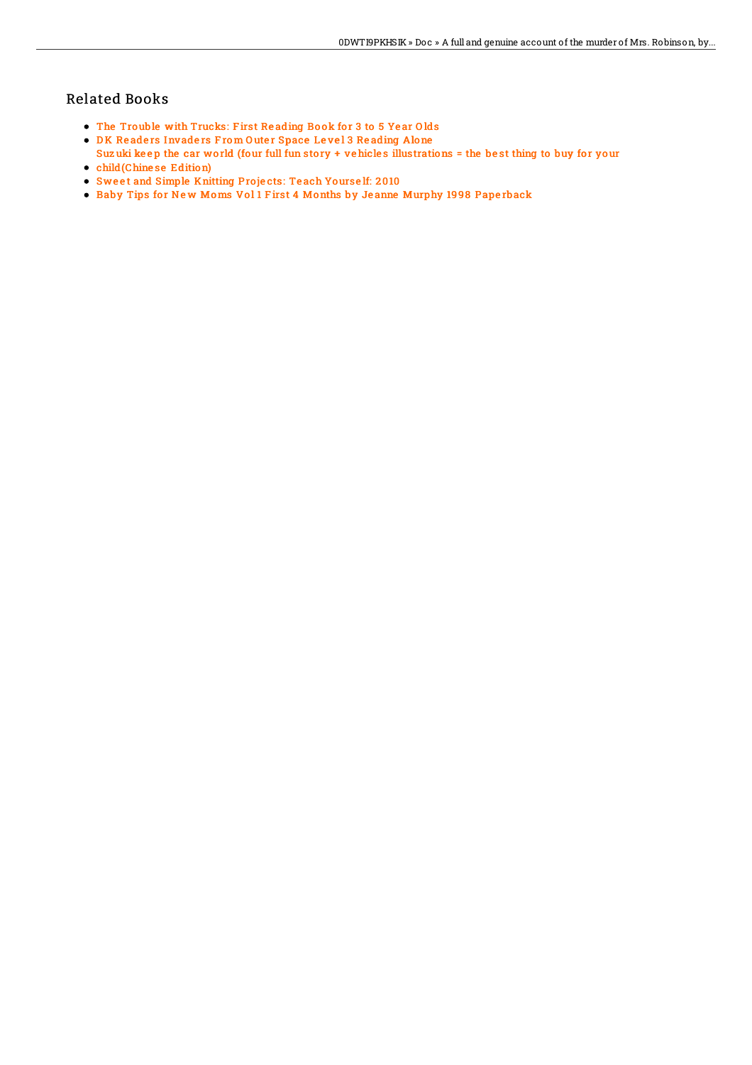## Related Books

- The Trouble with Trucks: First Reading Book for 3 to 5 Year Olds
- DK Readers Invaders From Outer Space Level 3 Reading Alone
- Suzuki keep the car world (four full fun story + vehicles illustrations = the best thing to buy for your child(Chinese Edition)
- Sweet and Simple Knitting Projects: Teach Yourself: 2010
- Baby Tips for New Moms Vol 1 First 4 Months by Jeanne Murphy 1998 Paperback